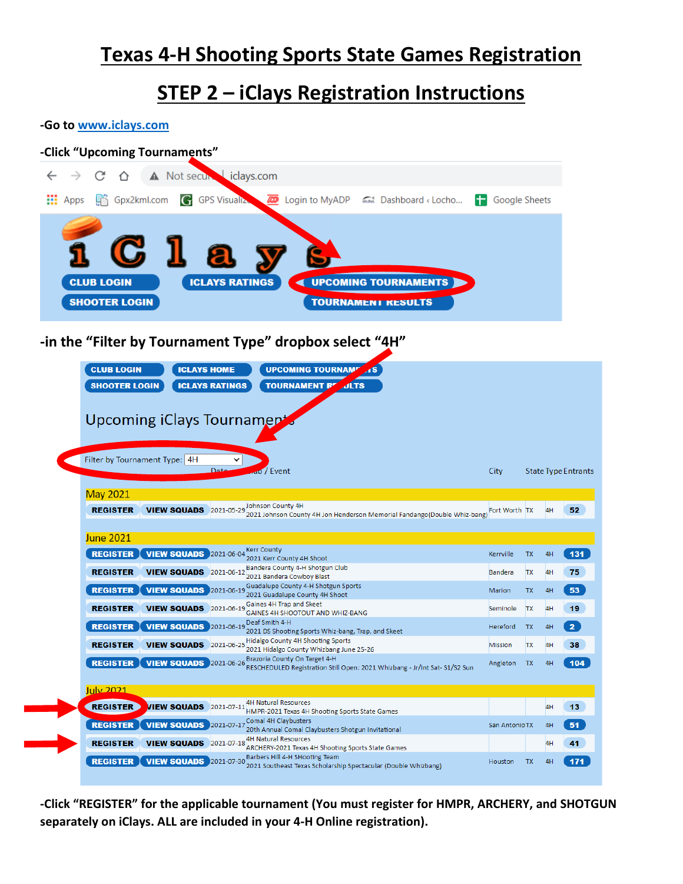# Texas 4-H Shooting Sports State Games Registration

## STEP 2 – iClays Registration Instructions

**-Go to [www.iclays.com](http://www.iclays.com)**

**-Click "Upcoming Tournaments"**

**-in the "Filter by Tournament Type" dropbox select "4H"**

Upcoming iClays Tournaments

Filter by Tournament Type: 4H

| | | Date | Club / Event | City | State | Type | Entrants |
|---|---|---|---|---|---|---|---|
| **May 2021** | | | | | | | |
| REGISTER | VIEW SQUADS | 2021-05-29 | Johnson County 4H<br>2021 Johnson County 4H Jon Henderson Memorial Fandango(Double Whiz-bang) | Fort Worth | TX | 4H | 52 |
| **June 2021** | | | | | | | |
| REGISTER | VIEW SQUADS | 2021-06-04 | Kerr County<br>2021 Kerr County 4H Shoot | Kerrville | TX | 4H | 131 |
| REGISTER | VIEW SQUADS | 2021-06-12 | Bandera County 4-H Shotgun Club<br>2021 Bandera Cowboy Blast | Bandera | TX | 4H | 75 |
| REGISTER | VIEW SQUADS | 2021-06-19 | Guadalupe County 4-H Shotgun Sports<br>2021 Guadalupe County 4H Shoot | Marion | TX | 4H | 53 |
| REGISTER | VIEW SQUADS | 2021-06-19 | Gaines 4H Trap and Skeet<br>GAINES 4H SHOOTOUT AND WHIZ-BANG | Seminole | TX | 4H | 19 |
| REGISTER | VIEW SQUADS | 2021-06-19 | Deaf Smith 4-H<br>2021 DS Shooting Sports Whiz-bang, Trap, and Skeet | Hereford | TX | 4H | 2 |
| REGISTER | VIEW SQUADS | 2021-06-25 | Hidalgo County 4H Shooting Sports<br>2021 Hidalgo County Whizbang June 25-26 | Mission | TX | 4H | 38 |
| REGISTER | VIEW SQUADS | 2021-06-26 | Brazoria County On Target 4-H<br>RESCHEDULED Registration Still Open: 2021 Whizbang - Jr/Int Sat- S1/S2 Sun | Angleton | TX | 4H | 104 |
| **July 2021** | | | | | | | |
| REGISTER | VIEW SQUADS | 2021-07-11 | 4H Natural Resources<br>HMPR-2021 Texas 4H Shooting Sports State Games | | | 4H | 13 |
| REGISTER | VIEW SQUADS | 2021-07-17 | Comal 4H Claybusters<br>20th Annual Comal Claybusters Shotgun Invitational | San Antonio | TX | 4H | 51 |
| REGISTER | VIEW SQUADS | 2021-07-18 | 4H Natural Resources<br>ARCHERY-2021 Texas 4H Shooting Sports State Games | | | 4H | 41 |
| REGISTER | VIEW SQUADS | 2021-07-30 | Barbers Hill 4-H SHooting Team<br>2021 Southeast Texas Scholarship Spectacular (Double Whizbang) | Houston | TX | 4H | 171 |

**-Click "REGISTER" for the applicable tournament (You must register for HMPR, ARCHERY, and SHOTGUN separately on iClays. ALL are included in your 4-H Online registration).**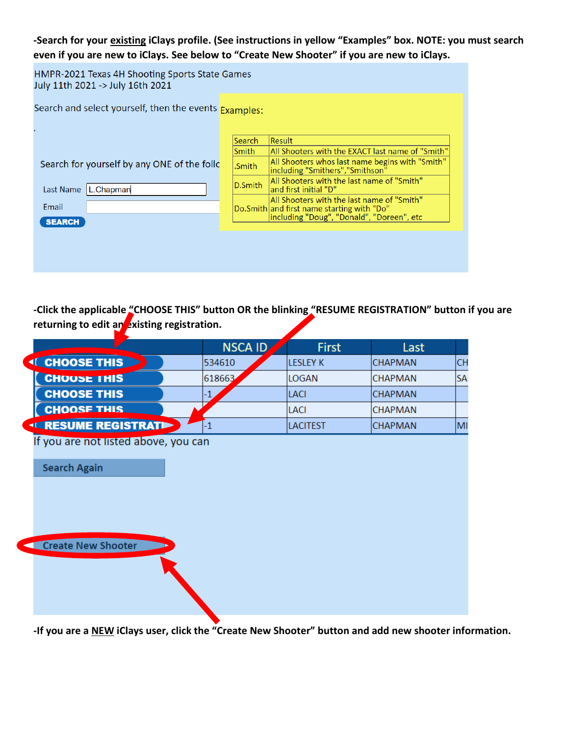**-Search for your existing iClays profile. (See instructions in yellow "Examples" box. NOTE: you must search even if you are new to iClays. See below to "Create New Shooter" if you are new to iClays.**

HMPR-2021 Texas 4H Shooting Sports State Games
July 11th 2021 -> July 16th 2021

Search and select yourself, then the events

Search for yourself by any ONE of the follc

Last Name: L.Chapman

Email:

SEARCH

Examples:

| Search | Result |
|---|---|
| Smith | All Shooters with the EXACT last name of "Smith" |
| .Smith | All Shooters whos last name begins with "Smith" including "Smithers","Smithson" |
| D.Smith | All Shooters with the last name of "Smith" and first initial "D" |
| Do.Smith | All Shooters with the last name of "Smith" and first name starting with "Do" including "Doug", "Donald", "Doreen", etc |

**-Click the applicable "CHOOSE THIS" button OR the blinking "RESUME REGISTRATION" button if you are returning to edit an existing registration.**

| | NSCA ID | First | Last | |
|---|---|---|---|---|
| CHOOSE THIS | 534610 | LESLEY K | CHAPMAN | CH |
| CHOOSE THIS | 618663 | LOGAN | CHAPMAN | SA |
| CHOOSE THIS | -1 | LACI | CHAPMAN | |
| CHOOSE THIS | | LACI | CHAPMAN | |
| RESUME REGISTRATI | -1 | LACITEST | CHAPMAN | MI |

If you are not listed above, you can

Search Again

Create New Shooter

**-If you are a NEW iClays user, click the "Create New Shooter" button and add new shooter information.**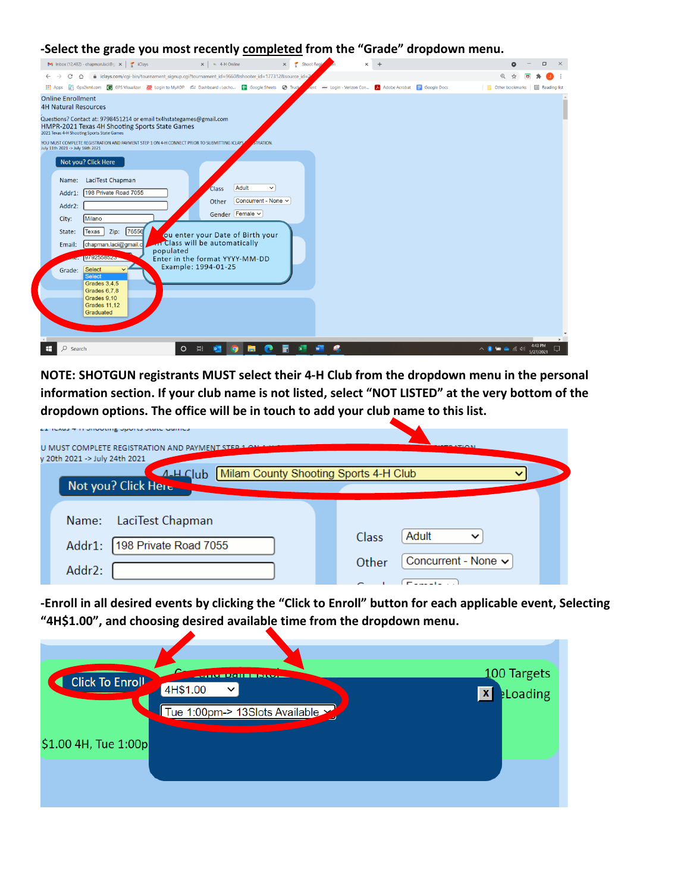-Select the grade you most recently <u>completed</u> from the "Grade" dropdown menu.

**NOTE: SHOTGUN registrants MUST select their 4-H Club from the dropdown menu in the personal information section. If your club name is not listed, select "NOT LISTED" at the very bottom of the dropdown options. The office will be in touch to add your club name to this list.**

-Enroll in all desired events by clicking the "Click to Enroll" button for each applicable event, Selecting "4H$1.00", and choosing desired available time from the dropdown menu.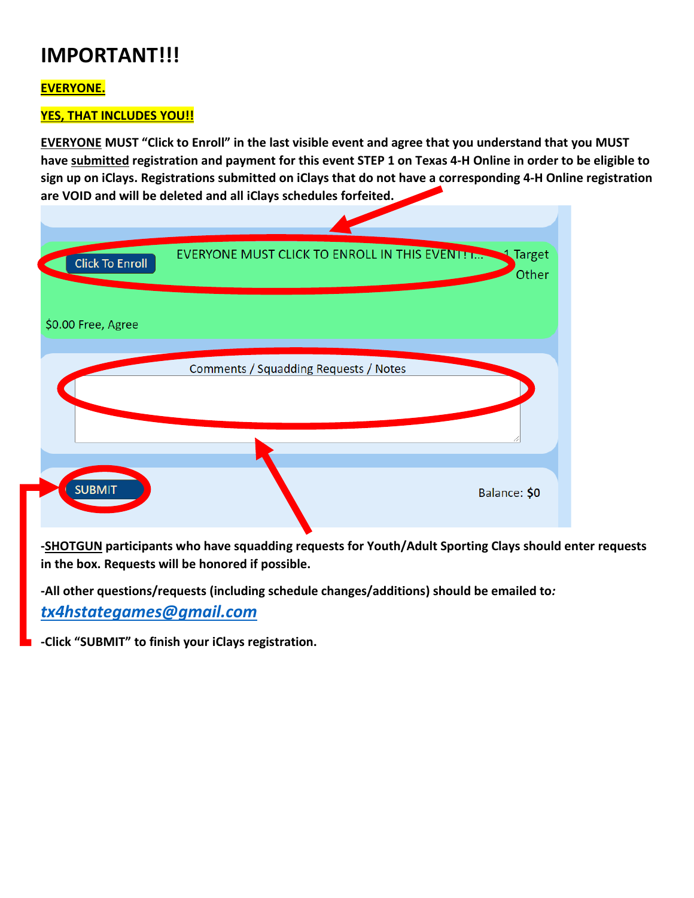# IMPORTANT!!!

**EVERYONE.**

**YES, THAT INCLUDES YOU!!**

**EVERYONE MUST "Click to Enroll" in the last visible event and agree that you understand that you MUST have submitted registration and payment for this event STEP 1 on Texas 4-H Online in order to be eligible to sign up on iClays. Registrations submitted on iClays that do not have a corresponding 4-H Online registration are VOID and will be deleted and all iClays schedules forfeited.**

Click To Enroll

EVERYONE MUST CLICK TO ENROLL IN THIS EVENT! I...

1 Target

Other

$0.00 Free, Agree

Comments / Squadding Requests / Notes

SUBMIT

Balance: $0

**-SHOTGUN participants who have squadding requests for Youth/Adult Sporting Clays should enter requests in the box. Requests will be honored if possible.**

**-All other questions/requests (including schedule changes/additions) should be emailed to:** ***tx4hstategames@gmail.com***

**-Click "SUBMIT" to finish your iClays registration.**